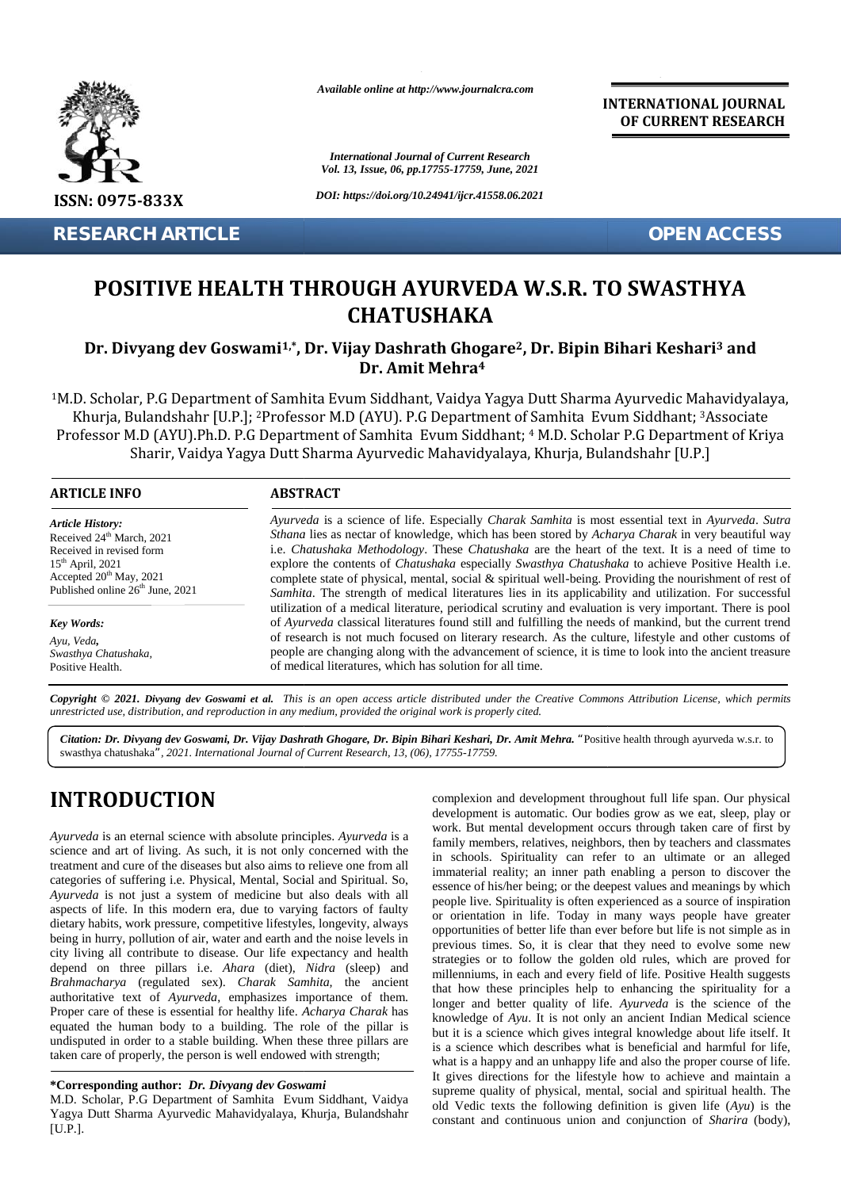# POSITIVE HEALTH THROUGH AYURVEDA W.S.R. TO SWASTHYA CHATUSHAKA

**Dr. Divyang dev Goswami[1,*], Dr. Vijay Dashrath Ghogare[2], Dr. Bipin Bihari Keshari[3] and Dr. Amit Mehra[4]**

[1]M.D. Scholar, P.G Department of Samhita Evum Siddhant, Vaidya Yagya Dutt Sharma Ayurvedic Mahavidyalaya, Khurja, Bulandshahr [U.P.]; [2]Professor M.D (AYU). P.G Department of Samhita Evum Siddhant; [3]Associate Professor M.D (AYU).Ph.D. P.G Department of Samhita Evum Siddhant; [4] M.D. Scholar P.G Department of Kriya Sharir, Vaidya Yagya Dutt Sharma Ayurvedic Mahavidyalaya, Khurja, Bulandshahr [U.P.]

## ARTICLE INFO

*Article History:*
Received 24th March, 2021
Received in revised form
15th April, 2021
Accepted 20th May, 2021
Published online 26th June, 2021

*Key Words:*
*Ayu, Veda,*
*Swasthya Chatushaka,*
Positive Health.

## ABSTRACT

*Ayurveda* is a science of life. Especially *Charak Samhita* is most essential text in *Ayurveda*. *Sutra Sthana* lies as nectar of knowledge, which has been stored by *Acharya Charak* in very beautiful way i.e. *Chatushaka Methodology*. These *Chatushaka* are the heart of the text. It is a need of time to explore the contents of *Chatushaka* especially *Swasthya Chatushaka* to achieve Positive Health i.e. complete state of physical, mental, social & spiritual well-being. Providing the nourishment of rest of *Samhita*. The strength of medical literatures lies in its applicability and utilization. For successful utilization of a medical literature, periodical scrutiny and evaluation is very important. There is pool of *Ayurveda* classical literatures found still and fulfilling the needs of mankind, but the current trend of research is not much focused on literary research. As the culture, lifestyle and other customs of people are changing along with the advancement of science, it is time to look into the ancient treasure of medical literatures, which has solution for all time.

*Copyright © 2021. Divyang dev Goswami et al. This is an open access article distributed under the Creative Commons Attribution License, which permits unrestricted use, distribution, and reproduction in any medium, provided the original work is properly cited.*

*Citation: Dr. Divyang dev Goswami, Dr. Vijay Dashrath Ghogare, Dr. Bipin Bihari Keshari, Dr. Amit Mehra.* "Positive health through ayurveda w.s.r. to swasthya chatushaka", *2021. International Journal of Current Research, 13, (06), 17755-17759.*

# INTRODUCTION

*Ayurveda* is an eternal science with absolute principles. *Ayurveda* is a science and art of living. As such, it is not only concerned with the treatment and cure of the diseases but also aims to relieve one from all categories of suffering i.e. Physical, Mental, Social and Spiritual. So, *Ayurveda* is not just a system of medicine but also deals with all aspects of life. In this modern era, due to varying factors of faulty dietary habits, work pressure, competitive lifestyles, longevity, always being in hurry, pollution of air, water and earth and the noise levels in city living all contribute to disease. Our life expectancy and health depend on three pillars i.e. *Ahara* (diet), *Nidra* (sleep) and *Brahmacharya* (regulated sex). *Charak Samhita*, the ancient authoritative text of *Ayurveda*, emphasizes importance of them. Proper care of these is essential for healthy life. *Acharya Charak* has equated the human body to a building. The role of the pillar is undisputed in order to a stable building. When these three pillars are taken care of properly, the person is well endowed with strength; complexion and development throughout full life span. Our physical development is automatic. Our bodies grow as we eat, sleep, play or work. But mental development occurs through taken care of first by family members, relatives, neighbors, then by teachers and classmates in schools. Spirituality can refer to an ultimate or an alleged immaterial reality; an inner path enabling a person to discover the essence of his/her being; or the deepest values and meanings by which people live. Spirituality is often experienced as a source of inspiration or orientation in life. Today in many ways people have greater opportunities of better life than ever before but life is not simple as in previous times. So, it is clear that they need to evolve some new strategies or to follow the golden old rules, which are proved for millenniums, in each and every field of life. Positive Health suggests that how these principles help to enhancing the spirituality for a longer and better quality of life. *Ayurveda* is the science of the knowledge of *Ayu*. It is not only an ancient Indian Medical science but it is a science which gives integral knowledge about life itself. It is a science which describes what is beneficial and harmful for life, what is a happy and an unhappy life and also the proper course of life. It gives directions for the lifestyle how to achieve and maintain a supreme quality of physical, mental, social and spiritual health. The old Vedic texts the following definition is given life (*Ayu*) is the constant and continuous union and conjunction of *Sharira* (body),

**\*Corresponding author:** ***Dr. Divyang dev Goswami***
M.D. Scholar, P.G Department of Samhita Evum Siddhant, Vaidya Yagya Dutt Sharma Ayurvedic Mahavidyalaya, Khurja, Bulandshahr [U.P.].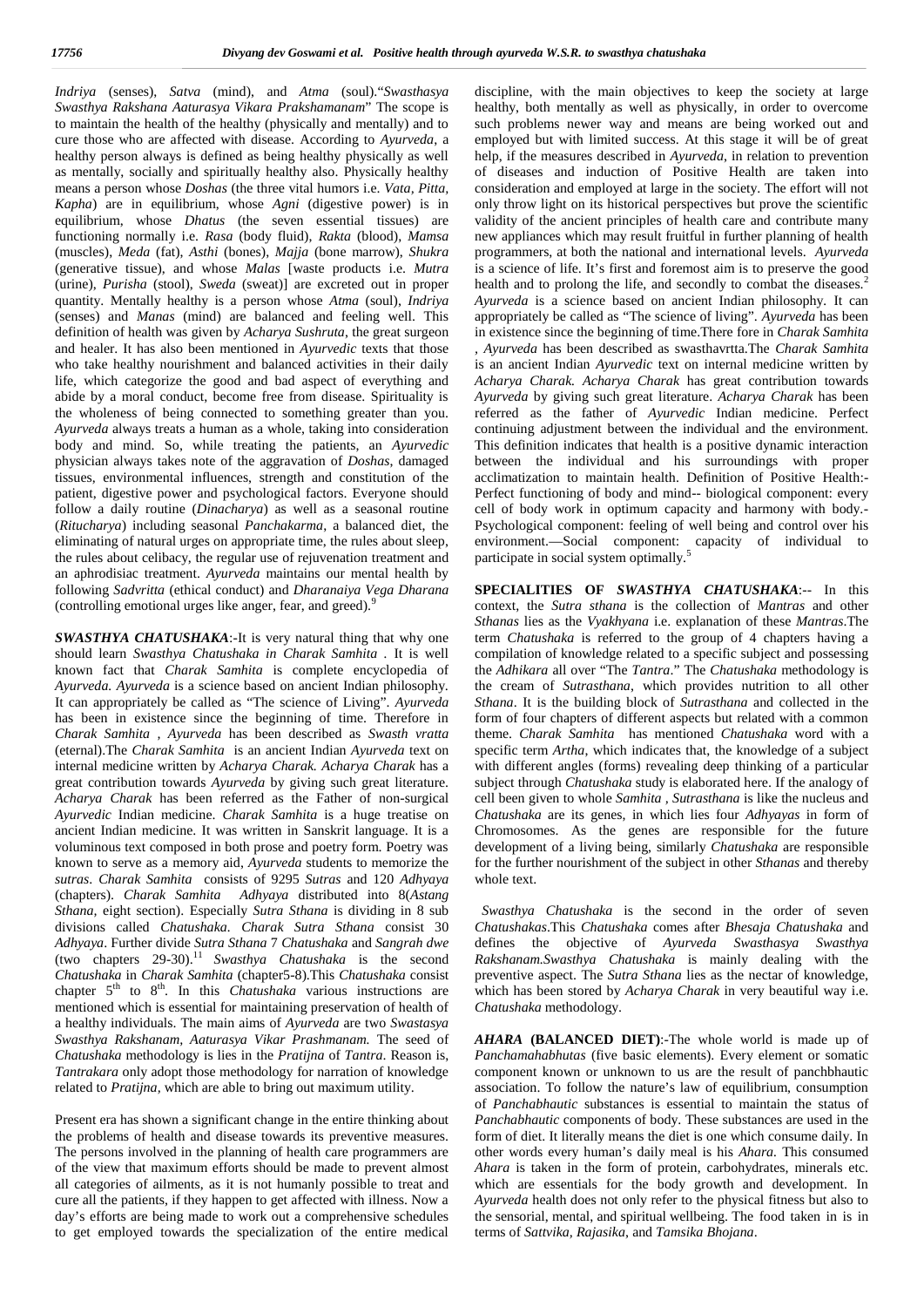*Indriya* (senses), *Satva* (mind), and *Atma* (soul)."*Swasthasya Swasthya Rakshana Aaturasya Vikara Prakshamanam*" The scope is to maintain the health of the healthy (physically and mentally) and to cure those who are affected with disease. According to *Ayurveda*, a healthy person always is defined as being healthy physically as well as mentally, socially and spiritually healthy also. Physically healthy means a person whose *Doshas* (the three vital humors i.e. *Vata, Pitta, Kapha*) are in equilibrium, whose *Agni* (digestive power) is in equilibrium, whose *Dhatus* (the seven essential tissues) are functioning normally i.e. *Rasa* (body fluid), *Rakta* (blood), *Mamsa* (muscles), *Meda* (fat), *Asthi* (bones), *Majja* (bone marrow), *Shukra* (generative tissue), and whose *Malas* [waste products i.e. *Mutra* (urine), *Purisha* (stool), *Sweda* (sweat)] are excreted out in proper quantity. Mentally healthy is a person whose *Atma* (soul), *Indriya* (senses) and *Manas* (mind) are balanced and feeling well. This definition of health was given by *Acharya Sushruta*, the great surgeon and healer. It has also been mentioned in *Ayurvedic* texts that those who take healthy nourishment and balanced activities in their daily life, which categorize the good and bad aspect of everything and abide by a moral conduct, become free from disease. Spirituality is the wholeness of being connected to something greater than you. *Ayurveda* always treats a human as a whole, taking into consideration body and mind. So, while treating the patients, an *Ayurvedic* physician always takes note of the aggravation of *Doshas*, damaged tissues, environmental influences, strength and constitution of the patient, digestive power and psychological factors. Everyone should follow a daily routine (*Dinacharya*) as well as a seasonal routine (*Ritucharya*) including seasonal *Panchakarma*, a balanced diet, the eliminating of natural urges on appropriate time, the rules about sleep, the rules about celibacy, the regular use of rejuvenation treatment and an aphrodisiac treatment. *Ayurveda* maintains our mental health by following *Sadvritta* (ethical conduct) and *Dharanaiya Vega Dharana* (controlling emotional urges like anger, fear, and greed).[9]

***SWASTHYA CHATUSHAKA***:-It is very natural thing that why one should learn *Swasthya Chatushaka in Charak Samhita* . It is well known fact that *Charak Samhita* is complete encyclopedia of *Ayurveda*. *Ayurveda* is a science based on ancient Indian philosophy. It can appropriately be called as "The science of Living". *Ayurveda* has been in existence since the beginning of time. Therefore in *Charak Samhita* , *Ayurveda* has been described as *Swasth vratta* (eternal).The *Charak Samhita* is an ancient Indian *Ayurveda* text on internal medicine written by *Acharya Charak. Acharya Charak* has a great contribution towards *Ayurveda* by giving such great literature. *Acharya Charak* has been referred as the Father of non-surgical *Ayurvedic* Indian medicine. *Charak Samhita* is a huge treatise on ancient Indian medicine. It was written in Sanskrit language. It is a voluminous text composed in both prose and poetry form. Poetry was known to serve as a memory aid, *Ayurveda* students to memorize the *sutras*. *Charak Samhita* consists of 9295 *Sutras* and 120 *Adhyaya* (chapters). *Charak Samhita Adhyaya* distributed into 8(*Astang Sthana*, eight section). Especially *Sutra Sthana* is dividing in 8 sub divisions called *Chatushaka*. *Charak Sutra Sthana* consist 30 *Adhyaya*. Further divide *Sutra Sthana* 7 *Chatushaka* and *Sangrah dwe* (two chapters 29-30).[11] *Swasthya Chatushaka* is the second *Chatushaka* in *Charak Samhita* (chapter5-8).This *Chatushaka* consist chapter 5th to 8th. In this *Chatushaka* various instructions are mentioned which is essential for maintaining preservation of health of a healthy individuals. The main aims of *Ayurveda* are two *Swastasya Swasthya Rakshanam, Aaturasya Vikar Prashmanam.* The seed of *Chatushaka* methodology is lies in the *Pratijna* of *Tantra*. Reason is, *Tantrakara* only adopt those methodology for narration of knowledge related to *Pratijna*, which are able to bring out maximum utility.

Present era has shown a significant change in the entire thinking about the problems of health and disease towards its preventive measures. The persons involved in the planning of health care programmers are of the view that maximum efforts should be made to prevent almost all categories of ailments, as it is not humanly possible to treat and cure all the patients, if they happen to get affected with illness. Now a day's efforts are being made to work out a comprehensive schedules to get employed towards the specialization of the entire medical discipline, with the main objectives to keep the society at large healthy, both mentally as well as physically, in order to overcome such problems newer way and means are being worked out and employed but with limited success. At this stage it will be of great help, if the measures described in *Ayurveda*, in relation to prevention of diseases and induction of Positive Health are taken into consideration and employed at large in the society. The effort will not only throw light on its historical perspectives but prove the scientific validity of the ancient principles of health care and contribute many new appliances which may result fruitful in further planning of health programmers, at both the national and international levels. *Ayurveda* is a science of life. It's first and foremost aim is to preserve the good health and to prolong the life, and secondly to combat the diseases.[2] *Ayurveda* is a science based on ancient Indian philosophy. It can appropriately be called as "The science of living". *Ayurveda* has been in existence since the beginning of time.There fore in *Charak Samhita* , *Ayurveda* has been described as swasthavrtta.The *Charak Samhita* is an ancient Indian *Ayurvedic* text on internal medicine written by *Acharya Charak. Acharya Charak* has great contribution towards *Ayurveda* by giving such great literature. *Acharya Charak* has been referred as the father of *Ayurvedic* Indian medicine. Perfect continuing adjustment between the individual and the environment. This definition indicates that health is a positive dynamic interaction between the individual and his surroundings with proper acclimatization to maintain health. Definition of Positive Health:- Perfect functioning of body and mind-- biological component: every cell of body work in optimum capacity and harmony with body.- Psychological component: feeling of well being and control over his environment.—Social component: capacity of individual to participate in social system optimally.[5]

**SPECIALITIES OF *SWASTHYA CHATUSHAKA***:-- In this context, the *Sutra sthana* is the collection of *Mantras* and other *Sthanas* lies as the *Vyakhyana* i.e. explanation of these *Mantras*.The term *Chatushaka* is referred to the group of 4 chapters having a compilation of knowledge related to a specific subject and possessing the *Adhikara* all over "The *Tantra*." The *Chatushaka* methodology is the cream of *Sutrasthana*, which provides nutrition to all other *Sthana*. It is the building block of *Sutrasthana* and collected in the form of four chapters of different aspects but related with a common theme. *Charak Samhita* has mentioned *Chatushaka* word with a specific term *Artha*, which indicates that, the knowledge of a subject with different angles (forms) revealing deep thinking of a particular subject through *Chatushaka* study is elaborated here. If the analogy of cell been given to whole *Samhita* , *Sutrasthana* is like the nucleus and *Chatushaka* are its genes, in which lies four *Adhyayas* in form of Chromosomes. As the genes are responsible for the future development of a living being, similarly *Chatushaka* are responsible for the further nourishment of the subject in other *Sthanas* and thereby whole text.

*Swasthya Chatushaka* is the second in the order of seven *Chatushakas*.This *Chatushaka* comes after *Bhesaja Chatushaka* and defines the objective of *Ayurveda Swasthasya Swasthya Rakshanam.Swasthya Chatushaka* is mainly dealing with the preventive aspect. The *Sutra Sthana* lies as the nectar of knowledge, which has been stored by *Acharya Charak* in very beautiful way i.e. *Chatushaka* methodology.

***AHARA* (BALANCED DIET)**:-The whole world is made up of *Panchamahabhutas* (five basic elements). Every element or somatic component known or unknown to us are the result of panchbhautic association. To follow the nature's law of equilibrium, consumption of *Panchabhautic* substances is essential to maintain the status of *Panchabhautic* components of body. These substances are used in the form of diet. It literally means the diet is one which consume daily. In other words every human's daily meal is his *Ahara*. This consumed *Ahara* is taken in the form of protein, carbohydrates, minerals etc. which are essentials for the body growth and development. In *Ayurveda* health does not only refer to the physical fitness but also to the sensorial, mental, and spiritual wellbeing. The food taken in is in terms of *Sattvika, Rajasika*, and *Tamsika Bhojana*.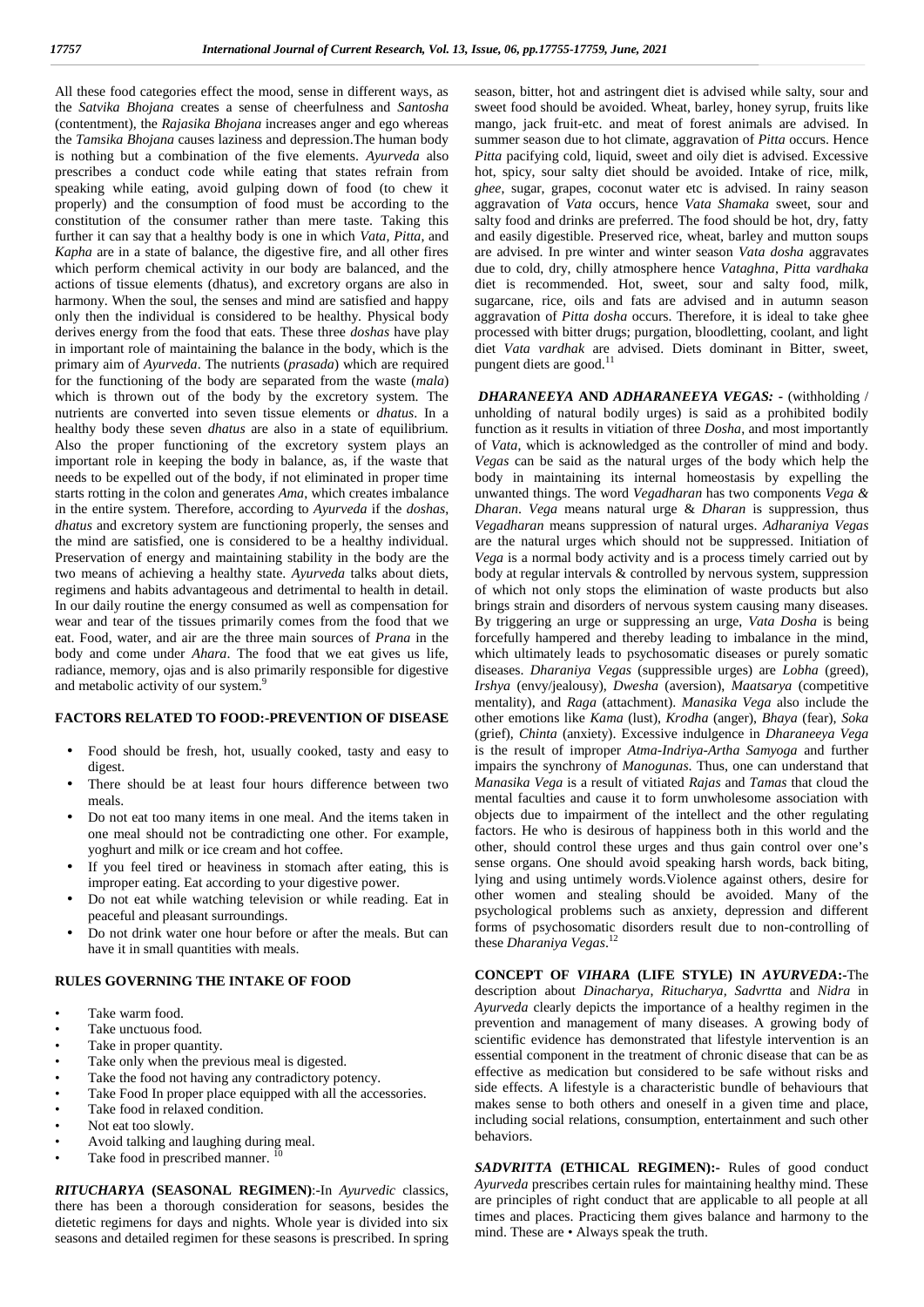All these food categories effect the mood, sense in different ways, as the *Satvika Bhojana* creates a sense of cheerfulness and *Santosha* (contentment), the *Rajasika Bhojana* increases anger and ego whereas the *Tamsika Bhojana* causes laziness and depression.The human body is nothing but a combination of the five elements. *Ayurveda* also prescribes a conduct code while eating that states refrain from speaking while eating, avoid gulping down of food (to chew it properly) and the consumption of food must be according to the constitution of the consumer rather than mere taste. Taking this further it can say that a healthy body is one in which *Vata, Pitta*, and *Kapha* are in a state of balance, the digestive fire, and all other fires which perform chemical activity in our body are balanced, and the actions of tissue elements (dhatus), and excretory organs are also in harmony. When the soul, the senses and mind are satisfied and happy only then the individual is considered to be healthy. Physical body derives energy from the food that eats. These three *doshas* have play in important role of maintaining the balance in the body, which is the primary aim of *Ayurveda*. The nutrients (*prasada*) which are required for the functioning of the body are separated from the waste (*mala*) which is thrown out of the body by the excretory system. The nutrients are converted into seven tissue elements or *dhatus*. In a healthy body these seven *dhatus* are also in a state of equilibrium. Also the proper functioning of the excretory system plays an important role in keeping the body in balance, as, if the waste that needs to be expelled out of the body, if not eliminated in proper time starts rotting in the colon and generates *Ama*, which creates imbalance in the entire system. Therefore, according to *Ayurveda* if the *doshas, dhatus* and excretory system are functioning properly, the senses and the mind are satisfied, one is considered to be a healthy individual. Preservation of energy and maintaining stability in the body are the two means of achieving a healthy state. *Ayurveda* talks about diets, regimens and habits advantageous and detrimental to health in detail. In our daily routine the energy consumed as well as compensation for wear and tear of the tissues primarily comes from the food that we eat. Food, water, and air are the three main sources of *Prana* in the body and come under *Ahara*. The food that we eat gives us life, radiance, memory, ojas and is also primarily responsible for digestive and metabolic activity of our system.[9]

## FACTORS RELATED TO FOOD:-PREVENTION OF DISEASE

- Food should be fresh, hot, usually cooked, tasty and easy to digest.
- There should be at least four hours difference between two meals.
- Do not eat too many items in one meal. And the items taken in one meal should not be contradicting one other. For example, yoghurt and milk or ice cream and hot coffee.
- If you feel tired or heaviness in stomach after eating, this is improper eating. Eat according to your digestive power.
- Do not eat while watching television or while reading. Eat in peaceful and pleasant surroundings.
- Do not drink water one hour before or after the meals. But can have it in small quantities with meals.

## RULES GOVERNING THE INTAKE OF FOOD

- Take warm food.
- Take unctuous food.
- Take in proper quantity.
- Take only when the previous meal is digested.
- Take the food not having any contradictory potency.
- Take Food In proper place equipped with all the accessories.
- Take food in relaxed condition.
- Not eat too slowly.
- Avoid talking and laughing during meal.
- Take food in prescribed manner.[10]

***RITUCHARYA* (SEASONAL REGIMEN)**:-In *Ayurvedic* classics, there has been a thorough consideration for seasons, besides the dietetic regimens for days and nights. Whole year is divided into six seasons and detailed regimen for these seasons is prescribed. In spring season, bitter, hot and astringent diet is advised while salty, sour and sweet food should be avoided. Wheat, barley, honey syrup, fruits like mango, jack fruit-etc. and meat of forest animals are advised. In summer season due to hot climate, aggravation of *Pitta* occurs. Hence *Pitta* pacifying cold, liquid, sweet and oily diet is advised. Excessive hot, spicy, sour salty diet should be avoided. Intake of rice, milk, *ghee*, sugar, grapes, coconut water etc is advised. In rainy season aggravation of *Vata* occurs, hence *Vata Shamaka* sweet, sour and salty food and drinks are preferred. The food should be hot, dry, fatty and easily digestible. Preserved rice, wheat, barley and mutton soups are advised. In pre winter and winter season *Vata dosha* aggravates due to cold, dry, chilly atmosphere hence *Vataghna*, *Pitta vardhaka* diet is recommended. Hot, sweet, sour and salty food, milk, sugarcane, rice, oils and fats are advised and in autumn season aggravation of *Pitta dosha* occurs. Therefore, it is ideal to take ghee processed with bitter drugs; purgation, bloodletting, coolant, and light diet *Vata vardhak* are advised. Diets dominant in Bitter, sweet, pungent diets are good.[11]

***DHARANEEYA* AND *ADHARANEEYA VEGAS:* -** (withholding / unholding of natural bodily urges) is said as a prohibited bodily function as it results in vitiation of three *Dosha*, and most importantly of *Vata*, which is acknowledged as the controller of mind and body. *Vegas* can be said as the natural urges of the body which help the body in maintaining its internal homeostasis by expelling the unwanted things. The word *Vegadharan* has two components *Vega & Dharan*. *Vega* means natural urge & *Dharan* is suppression, thus *Vegadharan* means suppression of natural urges. *Adharaniya Vegas* are the natural urges which should not be suppressed. Initiation of *Vega* is a normal body activity and is a process timely carried out by body at regular intervals & controlled by nervous system, suppression of which not only stops the elimination of waste products but also brings strain and disorders of nervous system causing many diseases. By triggering an urge or suppressing an urge, *Vata Dosha* is being forcefully hampered and thereby leading to imbalance in the mind, which ultimately leads to psychosomatic diseases or purely somatic diseases. *Dharaniya Vegas* (suppressible urges) are *Lobha* (greed), *Irshya* (envy/jealousy), *Dwesha* (aversion), *Maatsarya* (competitive mentality), and *Raga* (attachment). *Manasika Vega* also include the other emotions like *Kama* (lust), *Krodha* (anger), *Bhaya* (fear), *Soka* (grief), *Chinta* (anxiety). Excessive indulgence in *Dharaneeya Vega* is the result of improper *Atma-Indriya-Artha Samyoga* and further impairs the synchrony of *Manogunas*. Thus, one can understand that *Manasika Vega* is a result of vitiated *Rajas* and *Tamas* that cloud the mental faculties and cause it to form unwholesome association with objects due to impairment of the intellect and the other regulating factors. He who is desirous of happiness both in this world and the other, should control these urges and thus gain control over one's sense organs. One should avoid speaking harsh words, back biting, lying and using untimely words.Violence against others, desire for other women and stealing should be avoided. Many of the psychological problems such as anxiety, depression and different forms of psychosomatic disorders result due to non-controlling of these *Dharaniya Vegas*.[12]

**CONCEPT OF *VIHARA* (LIFE STYLE) IN *AYURVEDA*:-**The description about *Dinacharya, Ritucharya, Sadvrtta* and *Nidra* in *Ayurveda* clearly depicts the importance of a healthy regimen in the prevention and management of many diseases. A growing body of scientific evidence has demonstrated that lifestyle intervention is an essential component in the treatment of chronic disease that can be as effective as medication but considered to be safe without risks and side effects. A lifestyle is a characteristic bundle of behaviours that makes sense to both others and oneself in a given time and place, including social relations, consumption, entertainment and such other behaviors.

***SADVRITTA* (ETHICAL REGIMEN):-** Rules of good conduct *Ayurveda* prescribes certain rules for maintaining healthy mind. These are principles of right conduct that are applicable to all people at all times and places. Practicing them gives balance and harmony to the mind. These are • Always speak the truth.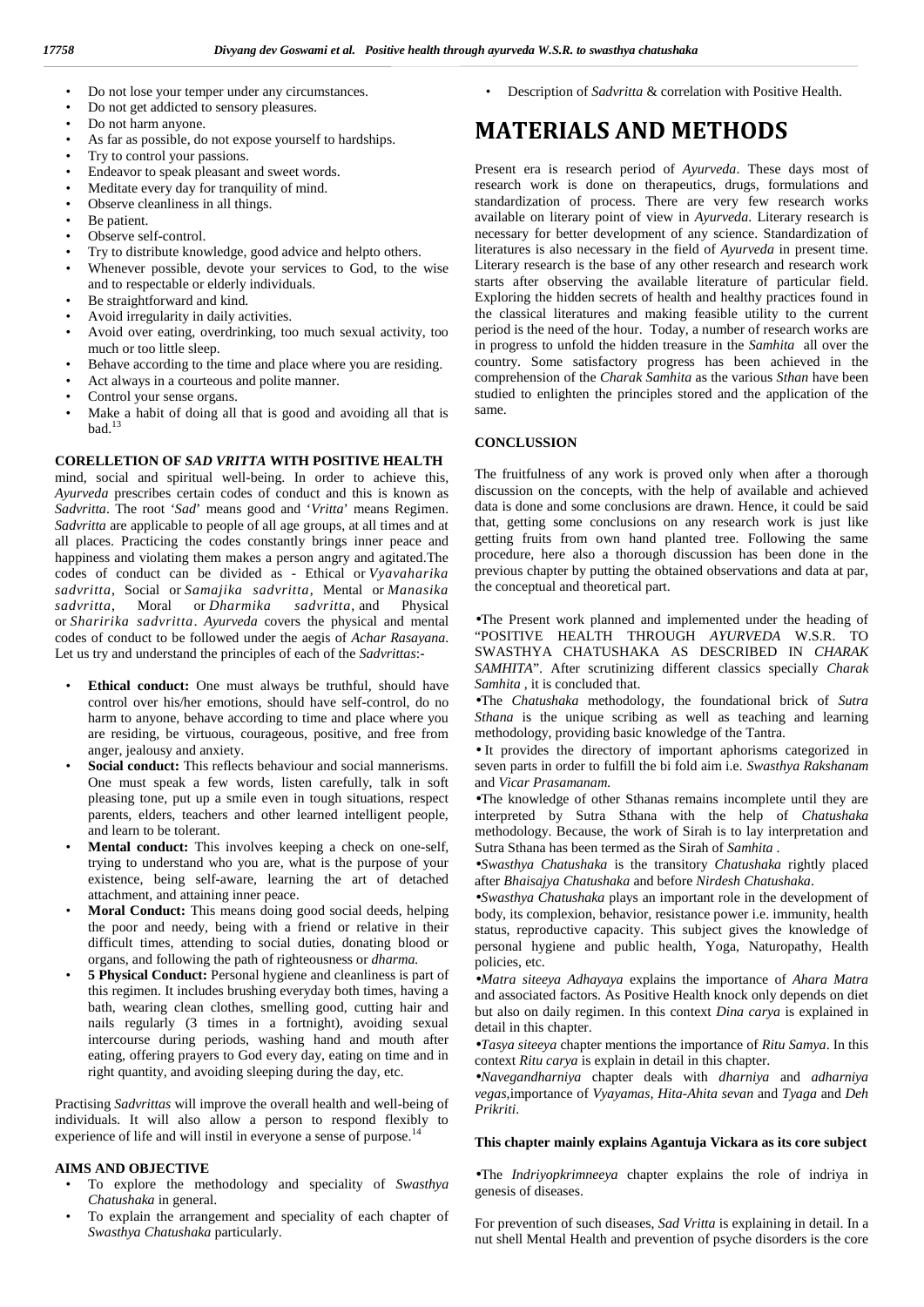- Do not lose your temper under any circumstances.
- Do not get addicted to sensory pleasures.
- Do not harm anyone.
- As far as possible, do not expose yourself to hardships.
- Try to control your passions.
- Endeavor to speak pleasant and sweet words.
- Meditate every day for tranquility of mind.
- Observe cleanliness in all things.
- Be patient.
- Observe self-control.
- Try to distribute knowledge, good advice and helpto others.
- Whenever possible, devote your services to God, to the wise and to respectable or elderly individuals.
- Be straightforward and kind.
- Avoid irregularity in daily activities.
- Avoid over eating, overdrinking, too much sexual activity, too much or too little sleep.
- Behave according to the time and place where you are residing.
- Act always in a courteous and polite manner.
- Control your sense organs.
- Make a habit of doing all that is good and avoiding all that is bad.[13]

**CORELLETION OF *SAD VRITTA* WITH POSITIVE HEALTH**

mind, social and spiritual well-being. In order to achieve this, *Ayurveda* prescribes certain codes of conduct and this is known as *Sadvritta*. The root '*Sad*' means good and '*Vritta*' means Regimen. *Sadvritta* are applicable to people of all age groups, at all times and at all places. Practicing the codes constantly brings inner peace and happiness and violating them makes a person angry and agitated.The codes of conduct can be divided as - Ethical or *Vyavaharika sadvritta*, Social or *Samajika sadvritta*, Mental or *Manasika sadvritta*, Moral or *Dharmika sadvritta*, and Physical or *Sharirika sadvritta*. *Ayurveda* covers the physical and mental codes of conduct to be followed under the aegis of *Achar Rasayana*. Let us try and understand the principles of each of the *Sadvrittas*:-

- **Ethical conduct:** One must always be truthful, should have control over his/her emotions, should have self-control, do no harm to anyone, behave according to time and place where you are residing, be virtuous, courageous, positive, and free from anger, jealousy and anxiety.
- **Social conduct:** This reflects behaviour and social mannerisms. One must speak a few words, listen carefully, talk in soft pleasing tone, put up a smile even in tough situations, respect parents, elders, teachers and other learned intelligent people, and learn to be tolerant.
- **Mental conduct:** This involves keeping a check on one-self, trying to understand who you are, what is the purpose of your existence, being self-aware, learning the art of detached attachment, and attaining inner peace.
- **Moral Conduct:** This means doing good social deeds, helping the poor and needy, being with a friend or relative in their difficult times, attending to social duties, donating blood or organs, and following the path of righteousness or *dharma.*
- **5 Physical Conduct:** Personal hygiene and cleanliness is part of this regimen. It includes brushing everyday both times, having a bath, wearing clean clothes, smelling good, cutting hair and nails regularly (3 times in a fortnight), avoiding sexual intercourse during periods, washing hand and mouth after eating, offering prayers to God every day, eating on time and in right quantity, and avoiding sleeping during the day, etc.

Practising *Sadvrittas* will improve the overall health and well-being of individuals. It will also allow a person to respond flexibly to experience of life and will instil in everyone a sense of purpose.[14]

**AIMS AND OBJECTIVE**

- To explore the methodology and speciality of *Swasthya Chatushaka* in general.
- To explain the arrangement and speciality of each chapter of *Swasthya Chatushaka* particularly.
- Description of *Sadvritta* & correlation with Positive Health.

# MATERIALS AND METHODS

Present era is research period of *Ayurveda*. These days most of research work is done on therapeutics, drugs, formulations and standardization of process. There are very few research works available on literary point of view in *Ayurveda*. Literary research is necessary for better development of any science. Standardization of literatures is also necessary in the field of *Ayurveda* in present time. Literary research is the base of any other research and research work starts after observing the available literature of particular field. Exploring the hidden secrets of health and healthy practices found in the classical literatures and making feasible utility to the current period is the need of the hour. Today, a number of research works are in progress to unfold the hidden treasure in the *Samhita* all over the country. Some satisfactory progress has been achieved in the comprehension of the *Charak Samhita* as the various *Sthan* have been studied to enlighten the principles stored and the application of the same.

**CONCLUSSION**

The fruitfulness of any work is proved only when after a thorough discussion on the concepts, with the help of available and achieved data is done and some conclusions are drawn. Hence, it could be said that, getting some conclusions on any research work is just like getting fruits from own hand planted tree. Following the same procedure, here also a thorough discussion has been done in the previous chapter by putting the obtained observations and data at par, the conceptual and theoretical part.

•The Present work planned and implemented under the heading of "POSITIVE HEALTH THROUGH *AYURVEDA* W.S.R. TO SWASTHYA CHATUSHAKA AS DESCRIBED IN *CHARAK SAMHITA*". After scrutinizing different classics specially *Charak Samhita* , it is concluded that.

•The *Chatushaka* methodology, the foundational brick of *Sutra Sthana* is the unique scribing as well as teaching and learning methodology, providing basic knowledge of the Tantra.

• It provides the directory of important aphorisms categorized in seven parts in order to fulfill the bi fold aim i.e. *Swasthya Rakshanam* and *Vicar Prasamanam.*

•The knowledge of other Sthanas remains incomplete until they are interpreted by Sutra Sthana with the help of *Chatushaka* methodology. Because, the work of Sirah is to lay interpretation and Sutra Sthana has been termed as the Sirah of *Samhita* .

•*Swasthya Chatushaka* is the transitory *Chatushaka* rightly placed after *Bhaisajya Chatushaka* and before *Nirdesh Chatushaka*.

•*Swasthya Chatushaka* plays an important role in the development of body, its complexion, behavior, resistance power i.e. immunity, health status, reproductive capacity. This subject gives the knowledge of personal hygiene and public health, Yoga, Naturopathy, Health policies, etc.

•*Matra siteeya Adhayaya* explains the importance of *Ahara Matra* and associated factors. As Positive Health knock only depends on diet but also on daily regimen. In this context *Dina carya* is explained in detail in this chapter.

•*Tasya siteeya* chapter mentions the importance of *Ritu Samya*. In this context *Ritu carya* is explain in detail in this chapter.

•*Navegandharniya* chapter deals with *dharniya* and *adharniya vegas,*importance of *Vyayamas, Hita-Ahita sevan* and *Tyaga* and *Deh Prikriti*.

**This chapter mainly explains Agantuja Vickara as its core subject**

•The *Indriyopkrimneeya* chapter explains the role of indriya in genesis of diseases.

For prevention of such diseases, *Sad Vritta* is explaining in detail. In a nut shell Mental Health and prevention of psyche disorders is the core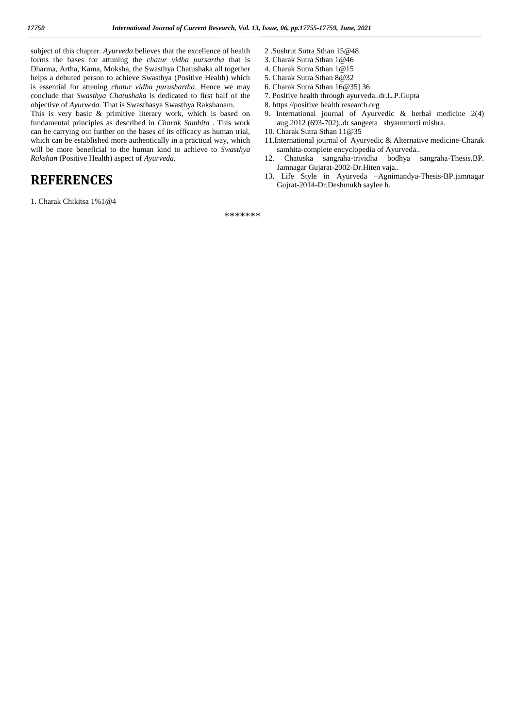subject of this chapter. *Ayurveda* believes that the excellence of health forms the bases for attuning the *chatur vidha pursartha* that is Dharma, Artha, Kama, Moksha, the Swasthya Chatushaka all together helps a debuted person to achieve Swasthya (Positive Health) which is essential for attening *chatur vidha purushartha*. Hence we may conclude that *Swasthya Chatushaka* is dedicated to first half of the objective of *Ayurveda*. That is Swasthasya Swasthya Rakshanam.

This is very basic & primitive literary work, which is based on fundamental principles as described in *Charak Samhita* . This work can be carrying out further on the bases of its efficacy as human trial, which can be established more authentically in a practical way, which will be more beneficial to the human kind to achieve to *Swasthya Rakshan* (Positive Health) aspect of *Ayurveda*.

# REFERENCES

1. Charak Chikitsa 1%1@4
2. .Sushrut Sutra Sthan 15@48
3. Charak Sutra Sthan 1@46
4. Charak Sutra Sthan 1@15
5. Charak Sutra Sthan 8@32
6. Charak Sutra Sthan 16@35] 36
7. Positive health through ayurveda..dr.L.P.Gupta
8. https //positive health research.org
9. International journal of Ayurvedic & herbal medicine 2(4) aug.2012 (693-702)..dr sangeeta shyammurti mishra.
10. Charak Sutra Sthan 11@35
11. International journal of Ayurvedic & Alternative medicine-Charak samhita-complete encyclopedia of Ayurveda..
12. Chatuska sangraha-trividha bodhya sangraha-Thesis.BP. Jamnagar Gujarat-2002-Dr.Hiten vaja..
13. Life Style in Ayurveda –Agnimandya-Thesis-BP.jamnagar Gujrat-2014-Dr.Deshmukh saylee h.

*******